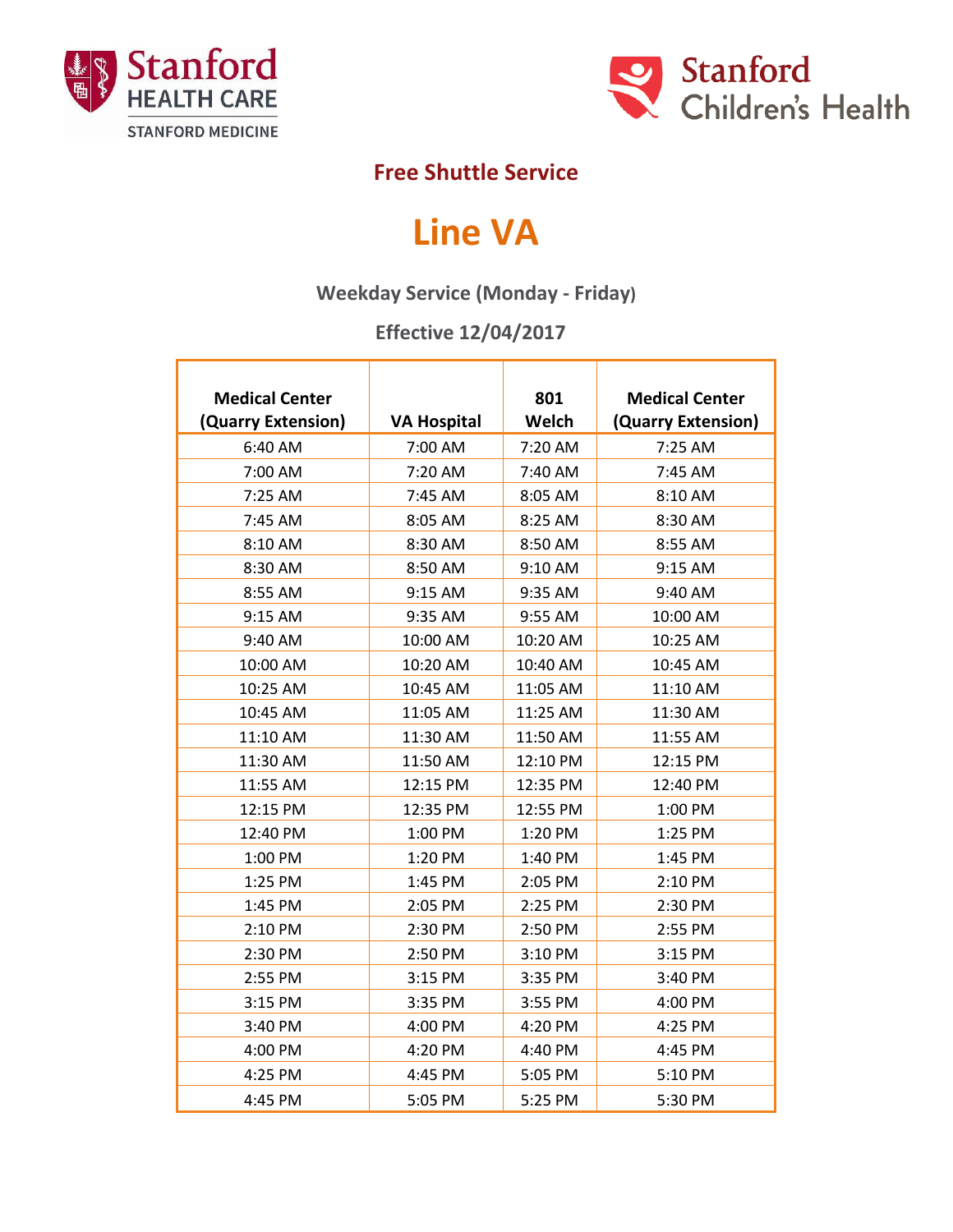Stanford HEALTH CARE
STANFORD MEDICINE

Stanford Children's Health

## Free Shuttle Service

# Line VA

### Weekday Service (Monday - Friday)

### Effective 12/04/2017

| Medical Center (Quarry Extension) | VA Hospital | 801 Welch | Medical Center (Quarry Extension) |
|---|---|---|---|
| 6:40 AM | 7:00 AM | 7:20 AM | 7:25 AM |
| 7:00 AM | 7:20 AM | 7:40 AM | 7:45 AM |
| 7:25 AM | 7:45 AM | 8:05 AM | 8:10 AM |
| 7:45 AM | 8:05 AM | 8:25 AM | 8:30 AM |
| 8:10 AM | 8:30 AM | 8:50 AM | 8:55 AM |
| 8:30 AM | 8:50 AM | 9:10 AM | 9:15 AM |
| 8:55 AM | 9:15 AM | 9:35 AM | 9:40 AM |
| 9:15 AM | 9:35 AM | 9:55 AM | 10:00 AM |
| 9:40 AM | 10:00 AM | 10:20 AM | 10:25 AM |
| 10:00 AM | 10:20 AM | 10:40 AM | 10:45 AM |
| 10:25 AM | 10:45 AM | 11:05 AM | 11:10 AM |
| 10:45 AM | 11:05 AM | 11:25 AM | 11:30 AM |
| 11:10 AM | 11:30 AM | 11:50 AM | 11:55 AM |
| 11:30 AM | 11:50 AM | 12:10 PM | 12:15 PM |
| 11:55 AM | 12:15 PM | 12:35 PM | 12:40 PM |
| 12:15 PM | 12:35 PM | 12:55 PM | 1:00 PM |
| 12:40 PM | 1:00 PM | 1:20 PM | 1:25 PM |
| 1:00 PM | 1:20 PM | 1:40 PM | 1:45 PM |
| 1:25 PM | 1:45 PM | 2:05 PM | 2:10 PM |
| 1:45 PM | 2:05 PM | 2:25 PM | 2:30 PM |
| 2:10 PM | 2:30 PM | 2:50 PM | 2:55 PM |
| 2:30 PM | 2:50 PM | 3:10 PM | 3:15 PM |
| 2:55 PM | 3:15 PM | 3:35 PM | 3:40 PM |
| 3:15 PM | 3:35 PM | 3:55 PM | 4:00 PM |
| 3:40 PM | 4:00 PM | 4:20 PM | 4:25 PM |
| 4:00 PM | 4:20 PM | 4:40 PM | 4:45 PM |
| 4:25 PM | 4:45 PM | 5:05 PM | 5:10 PM |
| 4:45 PM | 5:05 PM | 5:25 PM | 5:30 PM |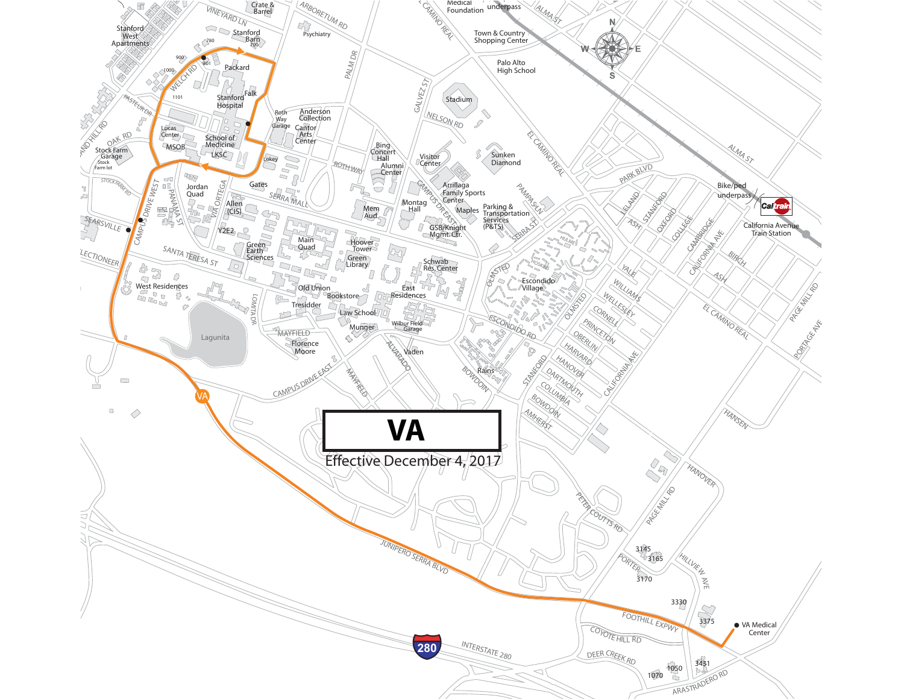# VA

Effective December 4, 2017

Stanford West Apartments
Vineyard Ln
Crate & Barrel
Stanford Barn
Arboretum Rd
Psychiatry
Medical Foundation
underpass
Alma St
Town & Country Shopping Center
Palo Alto High School
El Camino Real
Palm Dr
Galvez St
Stadium
Nelson Rd
780
700
900
801
1000
Welch Rd
Packard
1101
Falk
Stanford Hospital
Pasteur Dr
Roth Way Garage
Anderson Collection
Cantor Arts Center
Lucas Center
School of Medicine
MSOB
LKSC
Oak Rd
Stock Farm Garage
Stock Farm lot
Stock Farm Rd
Sand Hill Rd
Lokey
Bing Concert Hall
Roth Way
Alumni Center
Visitor Center
Sunken Diamond
Campus Dr East
Arrillaga Family Sports Center
Montag Hall
Maples
Parking & Transportation Services (P&TS)
Pampas Ln
Sierra St
Park Blvd
Leland
Stanford
Oxford
College
Cambridge
California Ave
Ash
Birch
Bike/ped underpass
Caltrain
California Avenue Train Station
Gates
Serra Mall
Jordan Quad
Campus Drive West
Panama St
Via Ortega
Allen (CIS)
Mem Aud.
GSB/Knight Mgmt. Ctr.
Searsville
Y2E2
Main Quad
Hoover Tower
Green Library
Schwab Res. Center
Olmsted
Hoskins
Hulme
Escondido Village
Yale
Williams
Wellesley
Cornell
Princeton
Oberlin
Harvard
Hanover
Dartmouth
Columbia
Bowdoin
Amherst
Santa Teresa St
Green Earth Sciences
Electioneer
West Residences
Old Union
Bookstore
Tresidder
East Residences
Lomita Dr
Law School
Wilbur Field Garage
Escondido Rd
Lagunita
Mayfield
Florence Moore
Munger
Alvarado
Vaden
Rains
Stanford
Campus Drive East
Page Mill Rd
Portage Ave
Hansen
VA
Peter Coutts Rd
Hanover
Page Mill Rd
Junipero Serra Blvd
3145
3165
Porter
3170
Hillview Ave
3330
3375
VA Medical Center
Foothill Expwy
Coyote Hill Rd
Deer Creek Rd
280
Interstate 280
1050
3431
1070
Arastradero Rd
N
E
S
W